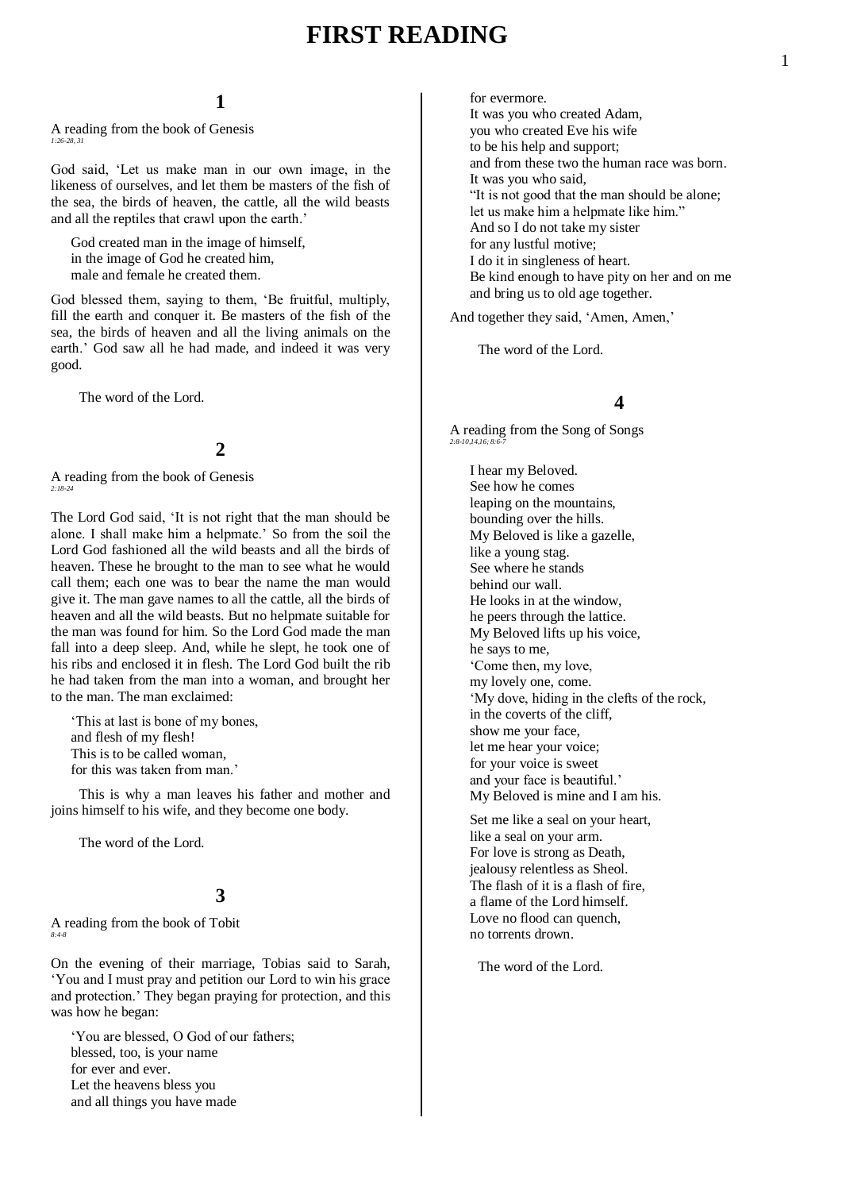# FIRST READING

## 1

A reading from the book of Genesis
*1:26-28, 31*

God said, 'Let us make man in our own image, in the likeness of ourselves, and let them be masters of the fish of the sea, the birds of heaven, the cattle, all the wild beasts and all the reptiles that crawl upon the earth.'

God created man in the image of himself,
in the image of God he created him,
male and female he created them.

God blessed them, saying to them, 'Be fruitful, multiply, fill the earth and conquer it. Be masters of the fish of the sea, the birds of heaven and all the living animals on the earth.' God saw all he had made, and indeed it was very good.

The word of the Lord.

## 2

A reading from the book of Genesis
*2:18-24*

The Lord God said, 'It is not right that the man should be alone. I shall make him a helpmate.' So from the soil the Lord God fashioned all the wild beasts and all the birds of heaven. These he brought to the man to see what he would call them; each one was to bear the name the man would give it. The man gave names to all the cattle, all the birds of heaven and all the wild beasts. But no helpmate suitable for the man was found for him. So the Lord God made the man fall into a deep sleep. And, while he slept, he took one of his ribs and enclosed it in flesh. The Lord God built the rib he had taken from the man into a woman, and brought her to the man. The man exclaimed:

'This at last is bone of my bones,
and flesh of my flesh!
This is to be called woman,
for this was taken from man.'

This is why a man leaves his father and mother and joins himself to his wife, and they become one body.

The word of the Lord.

## 3

A reading from the book of Tobit
*8:4-8*

On the evening of their marriage, Tobias said to Sarah, 'You and I must pray and petition our Lord to win his grace and protection.' They began praying for protection, and this was how he began:

'You are blessed, O God of our fathers;
blessed, too, is your name
for ever and ever.
Let the heavens bless you
and all things you have made
for evermore.
It was you who created Adam,
you who created Eve his wife
to be his help and support;
and from these two the human race was born.
It was you who said,
"It is not good that the man should be alone;
let us make him a helpmate like him."
And so I do not take my sister
for any lustful motive;
I do it in singleness of heart.
Be kind enough to have pity on her and on me
and bring us to old age together.

And together they said, 'Amen, Amen,'

The word of the Lord.

## 4

A reading from the Song of Songs
*2:8-10,14,16; 8:6-7*

I hear my Beloved.
See how he comes
leaping on the mountains,
bounding over the hills.
My Beloved is like a gazelle,
like a young stag.
See where he stands
behind our wall.
He looks in at the window,
he peers through the lattice.
My Beloved lifts up his voice,
he says to me,
'Come then, my love,
my lovely one, come.
'My dove, hiding in the clefts of the rock,
in the coverts of the cliff,
show me your face,
let me hear your voice;
for your voice is sweet
and your face is beautiful.'
My Beloved is mine and I am his.

Set me like a seal on your heart,
like a seal on your arm.
For love is strong as Death,
jealousy relentless as Sheol.
The flash of it is a flash of fire,
a flame of the Lord himself.
Love no flood can quench,
no torrents drown.

The word of the Lord.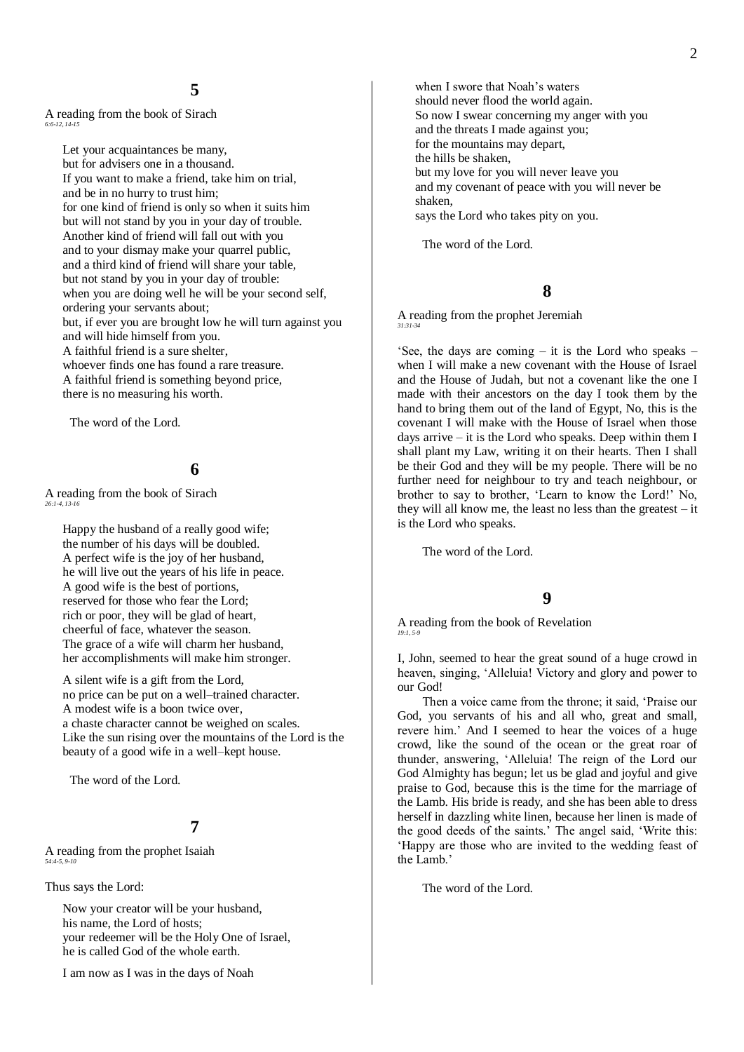## 5

A reading from the book of Sirach
*6:6-12, 14-15*

Let your acquaintances be many,
but for advisers one in a thousand.
If you want to make a friend, take him on trial,
and be in no hurry to trust him;
for one kind of friend is only so when it suits him
but will not stand by you in your day of trouble.
Another kind of friend will fall out with you
and to your dismay make your quarrel public,
and a third kind of friend will share your table,
but not stand by you in your day of trouble:
when you are doing well he will be your second self,
ordering your servants about;
but, if ever you are brought low he will turn against you
and will hide himself from you.
A faithful friend is a sure shelter,
whoever finds one has found a rare treasure.
A faithful friend is something beyond price,
there is no measuring his worth.

The word of the Lord.

## 6

A reading from the book of Sirach
*26:1-4, 13-16*

Happy the husband of a really good wife;
the number of his days will be doubled.
A perfect wife is the joy of her husband,
he will live out the years of his life in peace.
A good wife is the best of portions,
reserved for those who fear the Lord;
rich or poor, they will be glad of heart,
cheerful of face, whatever the season.
The grace of a wife will charm her husband,
her accomplishments will make him stronger.

A silent wife is a gift from the Lord,
no price can be put on a well–trained character.
A modest wife is a boon twice over,
a chaste character cannot be weighed on scales.
Like the sun rising over the mountains of the Lord is the beauty of a good wife in a well–kept house.

The word of the Lord.

## 7

A reading from the prophet Isaiah
*54:4-5, 9-10*

Thus says the Lord:

Now your creator will be your husband,
his name, the Lord of hosts;
your redeemer will be the Holy One of Israel,
he is called God of the whole earth.

I am now as I was in the days of Noah
when I swore that Noah's waters
should never flood the world again.
So now I swear concerning my anger with you
and the threats I made against you;
for the mountains may depart,
the hills be shaken,
but my love for you will never leave you
and my covenant of peace with you will never be shaken,
says the Lord who takes pity on you.

The word of the Lord.

## 8

A reading from the prophet Jeremiah
*31:31-34*

'See, the days are coming – it is the Lord who speaks – when I will make a new covenant with the House of Israel and the House of Judah, but not a covenant like the one I made with their ancestors on the day I took them by the hand to bring them out of the land of Egypt, No, this is the covenant I will make with the House of Israel when those days arrive – it is the Lord who speaks. Deep within them I shall plant my Law, writing it on their hearts. Then I shall be their God and they will be my people. There will be no further need for neighbour to try and teach neighbour, or brother to say to brother, 'Learn to know the Lord!' No, they will all know me, the least no less than the greatest – it is the Lord who speaks.

The word of the Lord.

## 9

A reading from the book of Revelation
*19:1, 5-9*

I, John, seemed to hear the great sound of a huge crowd in heaven, singing, 'Alleluia! Victory and glory and power to our God!

Then a voice came from the throne; it said, 'Praise our God, you servants of his and all who, great and small, revere him.' And I seemed to hear the voices of a huge crowd, like the sound of the ocean or the great roar of thunder, answering, 'Alleluia! The reign of the Lord our God Almighty has begun; let us be glad and joyful and give praise to God, because this is the time for the marriage of the Lamb. His bride is ready, and she has been able to dress herself in dazzling white linen, because her linen is made of the good deeds of the saints.' The angel said, 'Write this: 'Happy are those who are invited to the wedding feast of the Lamb.'

The word of the Lord.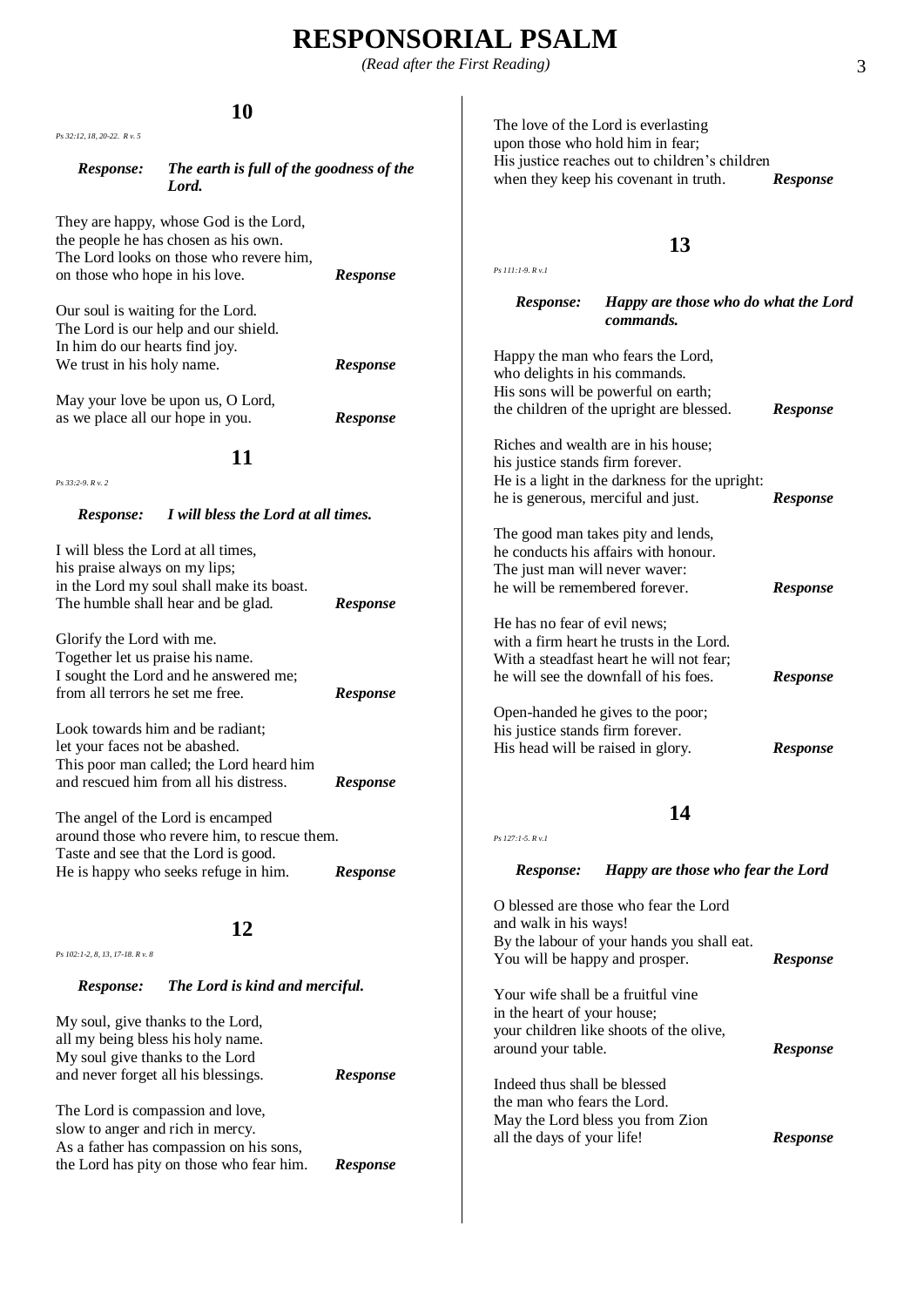# RESPONSORIAL PSALM

*(Read after the First Reading)*

## 10

*Ps 32:12, 18, 20-22. R v. 5*

***Response:*** ***The earth is full of the goodness of the Lord.***

They are happy, whose God is the Lord,
the people he has chosen as his own.
The Lord looks on those who revere him,
on those who hope in his love. ***Response***

Our soul is waiting for the Lord.
The Lord is our help and our shield.
In him do our hearts find joy.
We trust in his holy name. ***Response***

May your love be upon us, O Lord,
as we place all our hope in you. ***Response***

## 11

*Ps 33:2-9. R v. 2*

***Response:*** ***I will bless the Lord at all times.***

I will bless the Lord at all times,
his praise always on my lips;
in the Lord my soul shall make its boast.
The humble shall hear and be glad. ***Response***

Glorify the Lord with me.
Together let us praise his name.
I sought the Lord and he answered me;
from all terrors he set me free. ***Response***

Look towards him and be radiant;
let your faces not be abashed.
This poor man called; the Lord heard him
and rescued him from all his distress. ***Response***

The angel of the Lord is encamped
around those who revere him, to rescue them.
Taste and see that the Lord is good.
He is happy who seeks refuge in him. ***Response***

## 12

*Ps 102:1-2, 8, 13, 17-18. R v. 8*

***Response:*** ***The Lord is kind and merciful.***

My soul, give thanks to the Lord,
all my being bless his holy name.
My soul give thanks to the Lord
and never forget all his blessings. ***Response***

The Lord is compassion and love,
slow to anger and rich in mercy.
As a father has compassion on his sons,
the Lord has pity on those who fear him. ***Response***

The love of the Lord is everlasting
upon those who hold him in fear;
His justice reaches out to children's children
when they keep his covenant in truth. ***Response***

## 13

*Ps 111:1-9. R v.1*

***Response:*** ***Happy are those who do what the Lord commands.***

Happy the man who fears the Lord,
who delights in his commands.
His sons will be powerful on earth;
the children of the upright are blessed. ***Response***

Riches and wealth are in his house;
his justice stands firm forever.
He is a light in the darkness for the upright:
he is generous, merciful and just. ***Response***

The good man takes pity and lends,
he conducts his affairs with honour.
The just man will never waver:
he will be remembered forever. ***Response***

He has no fear of evil news;
with a firm heart he trusts in the Lord.
With a steadfast heart he will not fear;
he will see the downfall of his foes. ***Response***

Open-handed he gives to the poor;
his justice stands firm forever.
His head will be raised in glory. ***Response***

## 14

*Ps 127:1-5. R v.1*

***Response:*** ***Happy are those who fear the Lord***

O blessed are those who fear the Lord
and walk in his ways!
By the labour of your hands you shall eat.
You will be happy and prosper. ***Response***

Your wife shall be a fruitful vine
in the heart of your house;
your children like shoots of the olive,
around your table. ***Response***

Indeed thus shall be blessed
the man who fears the Lord.
May the Lord bless you from Zion
all the days of your life! ***Response***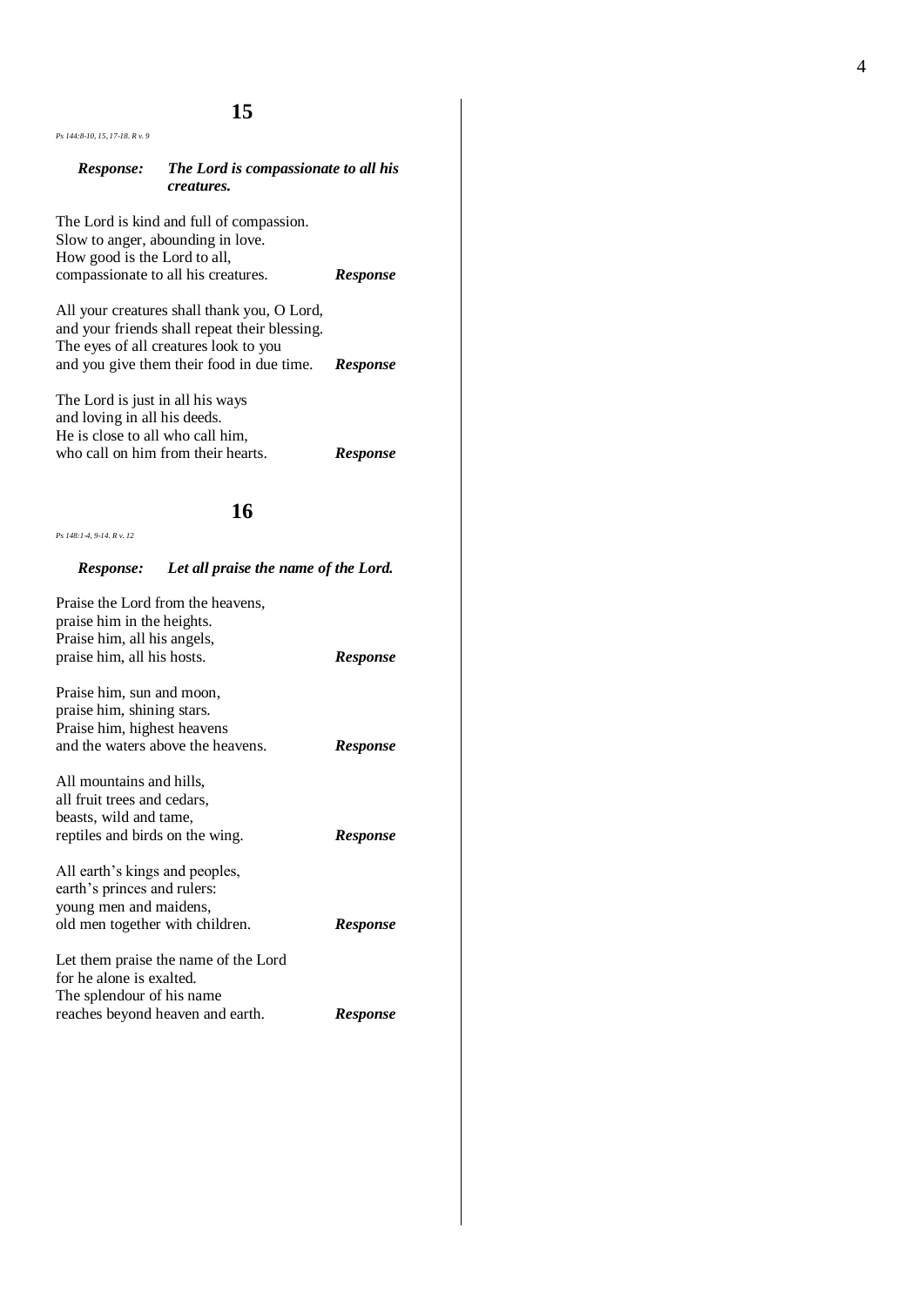## 15

*Ps 144:8-10, 15, 17-18. R v. 9*

***Response:*** ***The Lord is compassionate to all his creatures.***

The Lord is kind and full of compassion.
Slow to anger, abounding in love.
How good is the Lord to all,
compassionate to all his creatures. ***Response***

All your creatures shall thank you, O Lord,
and your friends shall repeat their blessing.
The eyes of all creatures look to you
and you give them their food in due time. ***Response***

The Lord is just in all his ways
and loving in all his deeds.
He is close to all who call him,
who call on him from their hearts. ***Response***

## 16

*Ps 148:1-4, 9-14. R v. 12*

***Response:*** ***Let all praise the name of the Lord.***

Praise the Lord from the heavens,
praise him in the heights.
Praise him, all his angels,
praise him, all his hosts. ***Response***

Praise him, sun and moon,
praise him, shining stars.
Praise him, highest heavens
and the waters above the heavens. ***Response***

All mountains and hills,
all fruit trees and cedars,
beasts, wild and tame,
reptiles and birds on the wing. ***Response***

All earth's kings and peoples,
earth's princes and rulers:
young men and maidens,
old men together with children. ***Response***

Let them praise the name of the Lord
for he alone is exalted.
The splendour of his name
reaches beyond heaven and earth. ***Response***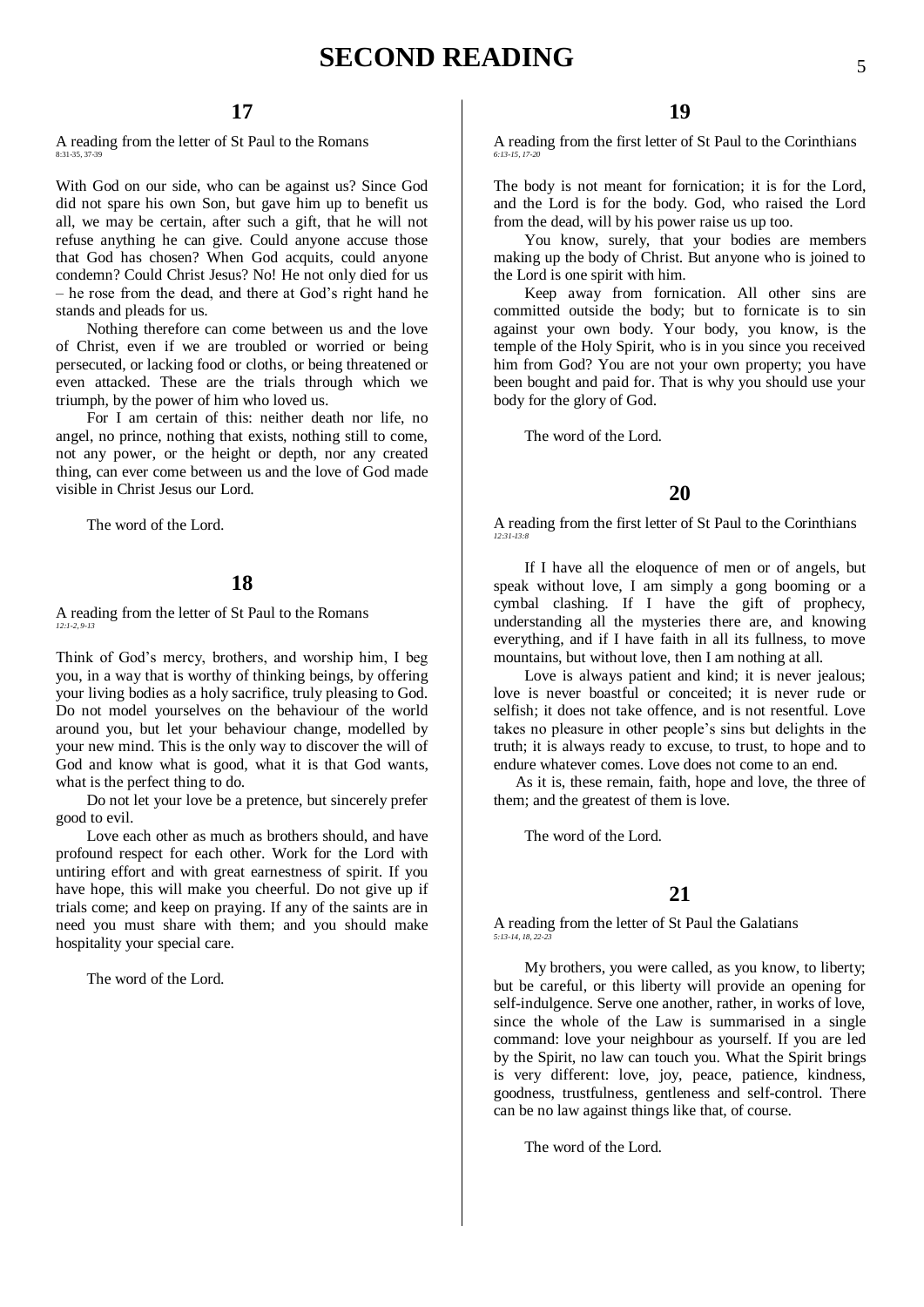# SECOND READING

## 17

A reading from the letter of St Paul to the Romans
8:31-35, 37-39

With God on our side, who can be against us? Since God did not spare his own Son, but gave him up to benefit us all, we may be certain, after such a gift, that he will not refuse anything he can give. Could anyone accuse those that God has chosen? When God acquits, could anyone condemn? Could Christ Jesus? No! He not only died for us – he rose from the dead, and there at God's right hand he stands and pleads for us.

Nothing therefore can come between us and the love of Christ, even if we are troubled or worried or being persecuted, or lacking food or cloths, or being threatened or even attacked. These are the trials through which we triumph, by the power of him who loved us.

For I am certain of this: neither death nor life, no angel, no prince, nothing that exists, nothing still to come, not any power, or the height or depth, nor any created thing, can ever come between us and the love of God made visible in Christ Jesus our Lord.

The word of the Lord.

## 18

A reading from the letter of St Paul to the Romans
*12:1-2, 9-13*

Think of God's mercy, brothers, and worship him, I beg you, in a way that is worthy of thinking beings, by offering your living bodies as a holy sacrifice, truly pleasing to God. Do not model yourselves on the behaviour of the world around you, but let your behaviour change, modelled by your new mind. This is the only way to discover the will of God and know what is good, what it is that God wants, what is the perfect thing to do.

Do not let your love be a pretence, but sincerely prefer good to evil.

Love each other as much as brothers should, and have profound respect for each other. Work for the Lord with untiring effort and with great earnestness of spirit. If you have hope, this will make you cheerful. Do not give up if trials come; and keep on praying. If any of the saints are in need you must share with them; and you should make hospitality your special care.

The word of the Lord.

## 19

A reading from the first letter of St Paul to the Corinthians
*6:13-15, 17-20*

The body is not meant for fornication; it is for the Lord, and the Lord is for the body. God, who raised the Lord from the dead, will by his power raise us up too.

You know, surely, that your bodies are members making up the body of Christ. But anyone who is joined to the Lord is one spirit with him.

Keep away from fornication. All other sins are committed outside the body; but to fornicate is to sin against your own body. Your body, you know, is the temple of the Holy Spirit, who is in you since you received him from God? You are not your own property; you have been bought and paid for. That is why you should use your body for the glory of God.

The word of the Lord.

## 20

A reading from the first letter of St Paul to the Corinthians
*12:31-13:8*

If I have all the eloquence of men or of angels, but speak without love, I am simply a gong booming or a cymbal clashing. If I have the gift of prophecy, understanding all the mysteries there are, and knowing everything, and if I have faith in all its fullness, to move mountains, but without love, then I am nothing at all.

Love is always patient and kind; it is never jealous; love is never boastful or conceited; it is never rude or selfish; it does not take offence, and is not resentful. Love takes no pleasure in other people's sins but delights in the truth; it is always ready to excuse, to trust, to hope and to endure whatever comes. Love does not come to an end.

As it is, these remain, faith, hope and love, the three of them; and the greatest of them is love.

The word of the Lord.

## 21

A reading from the letter of St Paul the Galatians
*5:13-14, 18, 22-23*

My brothers, you were called, as you know, to liberty; but be careful, or this liberty will provide an opening for self-indulgence. Serve one another, rather, in works of love, since the whole of the Law is summarised in a single command: love your neighbour as yourself. If you are led by the Spirit, no law can touch you. What the Spirit brings is very different: love, joy, peace, patience, kindness, goodness, trustfulness, gentleness and self-control. There can be no law against things like that, of course.

The word of the Lord.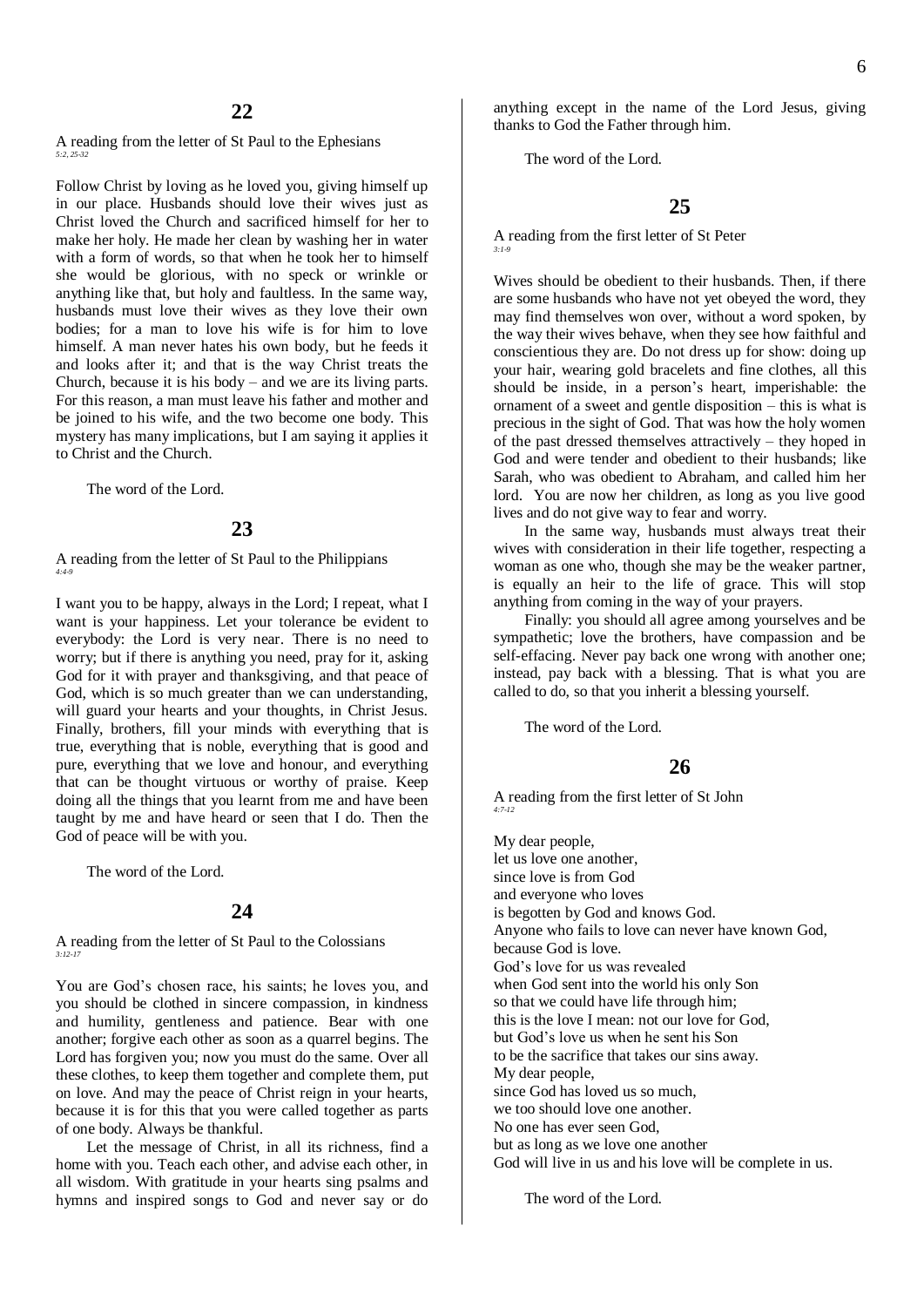## 22

A reading from the letter of St Paul to the Ephesians
*5:2, 25-32*

Follow Christ by loving as he loved you, giving himself up in our place. Husbands should love their wives just as Christ loved the Church and sacrificed himself for her to make her holy. He made her clean by washing her in water with a form of words, so that when he took her to himself she would be glorious, with no speck or wrinkle or anything like that, but holy and faultless. In the same way, husbands must love their wives as they love their own bodies; for a man to love his wife is for him to love himself. A man never hates his own body, but he feeds it and looks after it; and that is the way Christ treats the Church, because it is his body – and we are its living parts. For this reason, a man must leave his father and mother and be joined to his wife, and the two become one body. This mystery has many implications, but I am saying it applies it to Christ and the Church.

The word of the Lord.

## 23

A reading from the letter of St Paul to the Philippians
*4:4-9*

I want you to be happy, always in the Lord; I repeat, what I want is your happiness. Let your tolerance be evident to everybody: the Lord is very near. There is no need to worry; but if there is anything you need, pray for it, asking God for it with prayer and thanksgiving, and that peace of God, which is so much greater than we can understanding, will guard your hearts and your thoughts, in Christ Jesus. Finally, brothers, fill your minds with everything that is true, everything that is noble, everything that is good and pure, everything that we love and honour, and everything that can be thought virtuous or worthy of praise. Keep doing all the things that you learnt from me and have been taught by me and have heard or seen that I do. Then the God of peace will be with you.

The word of the Lord.

## 24

A reading from the letter of St Paul to the Colossians
*3:12-17*

You are God's chosen race, his saints; he loves you, and you should be clothed in sincere compassion, in kindness and humility, gentleness and patience. Bear with one another; forgive each other as soon as a quarrel begins. The Lord has forgiven you; now you must do the same. Over all these clothes, to keep them together and complete them, put on love. And may the peace of Christ reign in your hearts, because it is for this that you were called together as parts of one body. Always be thankful.

Let the message of Christ, in all its richness, find a home with you. Teach each other, and advise each other, in all wisdom. With gratitude in your hearts sing psalms and hymns and inspired songs to God and never say or do anything except in the name of the Lord Jesus, giving thanks to God the Father through him.

The word of the Lord.

## 25

A reading from the first letter of St Peter
*3:1-9*

Wives should be obedient to their husbands. Then, if there are some husbands who have not yet obeyed the word, they may find themselves won over, without a word spoken, by the way their wives behave, when they see how faithful and conscientious they are. Do not dress up for show: doing up your hair, wearing gold bracelets and fine clothes, all this should be inside, in a person's heart, imperishable: the ornament of a sweet and gentle disposition – this is what is precious in the sight of God. That was how the holy women of the past dressed themselves attractively – they hoped in God and were tender and obedient to their husbands; like Sarah, who was obedient to Abraham, and called him her lord. You are now her children, as long as you live good lives and do not give way to fear and worry.

In the same way, husbands must always treat their wives with consideration in their life together, respecting a woman as one who, though she may be the weaker partner, is equally an heir to the life of grace. This will stop anything from coming in the way of your prayers.

Finally: you should all agree among yourselves and be sympathetic; love the brothers, have compassion and be self-effacing. Never pay back one wrong with another one; instead, pay back with a blessing. That is what you are called to do, so that you inherit a blessing yourself.

The word of the Lord.

## 26

A reading from the first letter of St John
*4:7-12*

My dear people,
let us love one another,
since love is from God
and everyone who loves
is begotten by God and knows God.
Anyone who fails to love can never have known God,
because God is love.
God's love for us was revealed
when God sent into the world his only Son
so that we could have life through him;
this is the love I mean: not our love for God,
but God's love us when he sent his Son
to be the sacrifice that takes our sins away.
My dear people,
since God has loved us so much,
we too should love one another.
No one has ever seen God,
but as long as we love one another
God will live in us and his love will be complete in us.

The word of the Lord.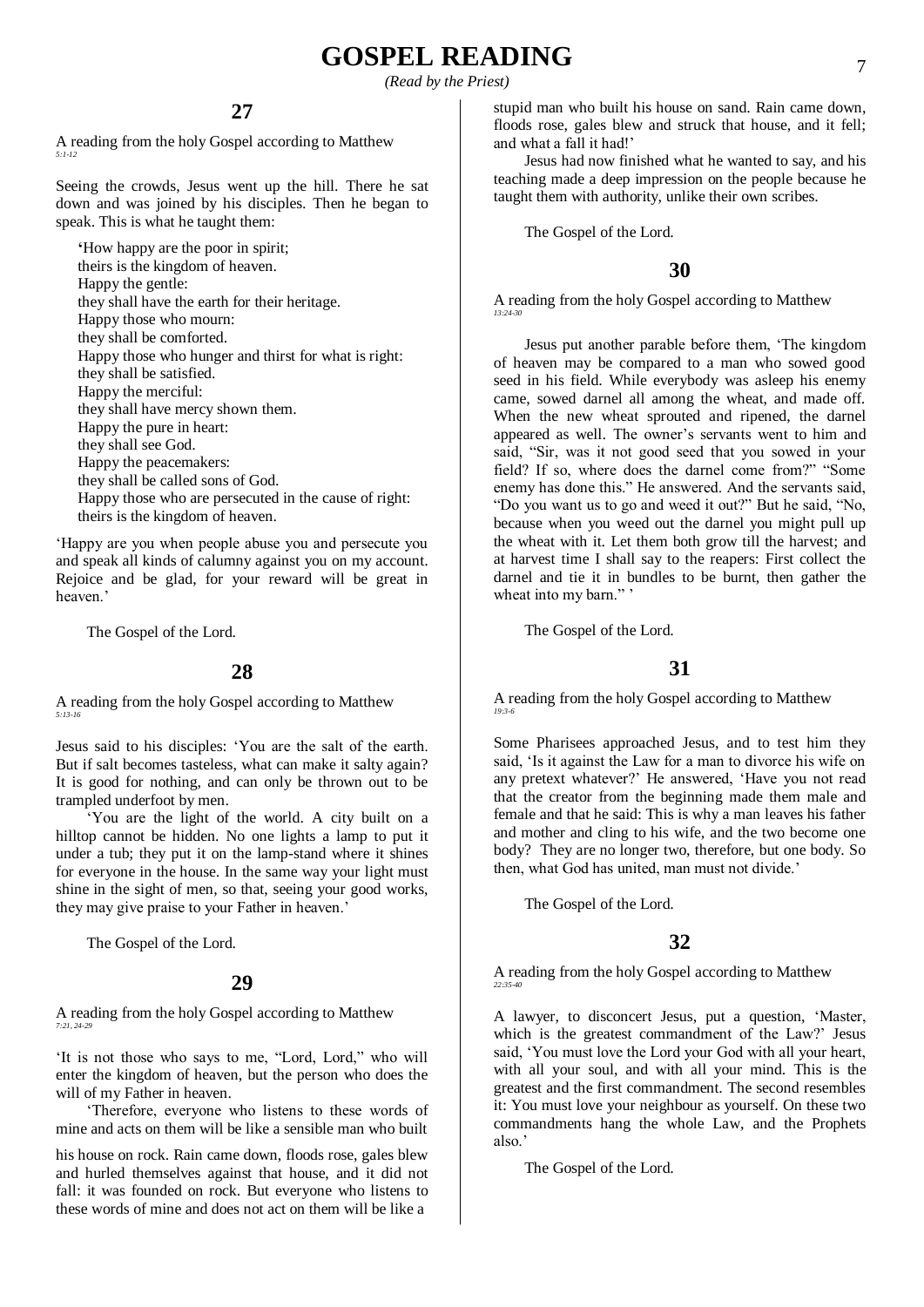# GOSPEL READING

*(Read by the Priest)*

## 27

A reading from the holy Gospel according to Matthew
*5:1-12*

Seeing the crowds, Jesus went up the hill. There he sat down and was joined by his disciples. Then he began to speak. This is what he taught them:

'How happy are the poor in spirit;
theirs is the kingdom of heaven.
Happy the gentle:
they shall have the earth for their heritage.
Happy those who mourn:
they shall be comforted.
Happy those who hunger and thirst for what is right:
they shall be satisfied.
Happy the merciful:
they shall have mercy shown them.
Happy the pure in heart:
they shall see God.
Happy the peacemakers:
they shall be called sons of God.
Happy those who are persecuted in the cause of right:
theirs is the kingdom of heaven.

'Happy are you when people abuse you and persecute you and speak all kinds of calumny against you on my account. Rejoice and be glad, for your reward will be great in heaven.'

The Gospel of the Lord.

## 28

A reading from the holy Gospel according to Matthew
*5:13-16*

Jesus said to his disciples: 'You are the salt of the earth. But if salt becomes tasteless, what can make it salty again? It is good for nothing, and can only be thrown out to be trampled underfoot by men.

'You are the light of the world. A city built on a hilltop cannot be hidden. No one lights a lamp to put it under a tub; they put it on the lamp-stand where it shines for everyone in the house. In the same way your light must shine in the sight of men, so that, seeing your good works, they may give praise to your Father in heaven.'

The Gospel of the Lord.

## 29

A reading from the holy Gospel according to Matthew
*7:21, 24-29*

'It is not those who says to me, "Lord, Lord," who will enter the kingdom of heaven, but the person who does the will of my Father in heaven.

'Therefore, everyone who listens to these words of mine and acts on them will be like a sensible man who built his house on rock. Rain came down, floods rose, gales blew and hurled themselves against that house, and it did not fall: it was founded on rock. But everyone who listens to these words of mine and does not act on them will be like a stupid man who built his house on sand. Rain came down, floods rose, gales blew and struck that house, and it fell; and what a fall it had!'

Jesus had now finished what he wanted to say, and his teaching made a deep impression on the people because he taught them with authority, unlike their own scribes.

The Gospel of the Lord.

## 30

A reading from the holy Gospel according to Matthew
*13:24-30*

Jesus put another parable before them, 'The kingdom of heaven may be compared to a man who sowed good seed in his field. While everybody was asleep his enemy came, sowed darnel all among the wheat, and made off. When the new wheat sprouted and ripened, the darnel appeared as well. The owner's servants went to him and said, "Sir, was it not good seed that you sowed in your field? If so, where does the darnel come from?" "Some enemy has done this." He answered. And the servants said, "Do you want us to go and weed it out?" But he said, "No, because when you weed out the darnel you might pull up the wheat with it. Let them both grow till the harvest; and at harvest time I shall say to the reapers: First collect the darnel and tie it in bundles to be burnt, then gather the wheat into my barn." '

The Gospel of the Lord.

## 31

A reading from the holy Gospel according to Matthew
*19:3-6*

Some Pharisees approached Jesus, and to test him they said, 'Is it against the Law for a man to divorce his wife on any pretext whatever?' He answered, 'Have you not read that the creator from the beginning made them male and female and that he said: This is why a man leaves his father and mother and cling to his wife, and the two become one body? They are no longer two, therefore, but one body. So then, what God has united, man must not divide.'

The Gospel of the Lord.

## 32

A reading from the holy Gospel according to Matthew
*22:35-40*

A lawyer, to disconcert Jesus, put a question, 'Master, which is the greatest commandment of the Law?' Jesus said, 'You must love the Lord your God with all your heart, with all your soul, and with all your mind. This is the greatest and the first commandment. The second resembles it: You must love your neighbour as yourself. On these two commandments hang the whole Law, and the Prophets also.'

The Gospel of the Lord.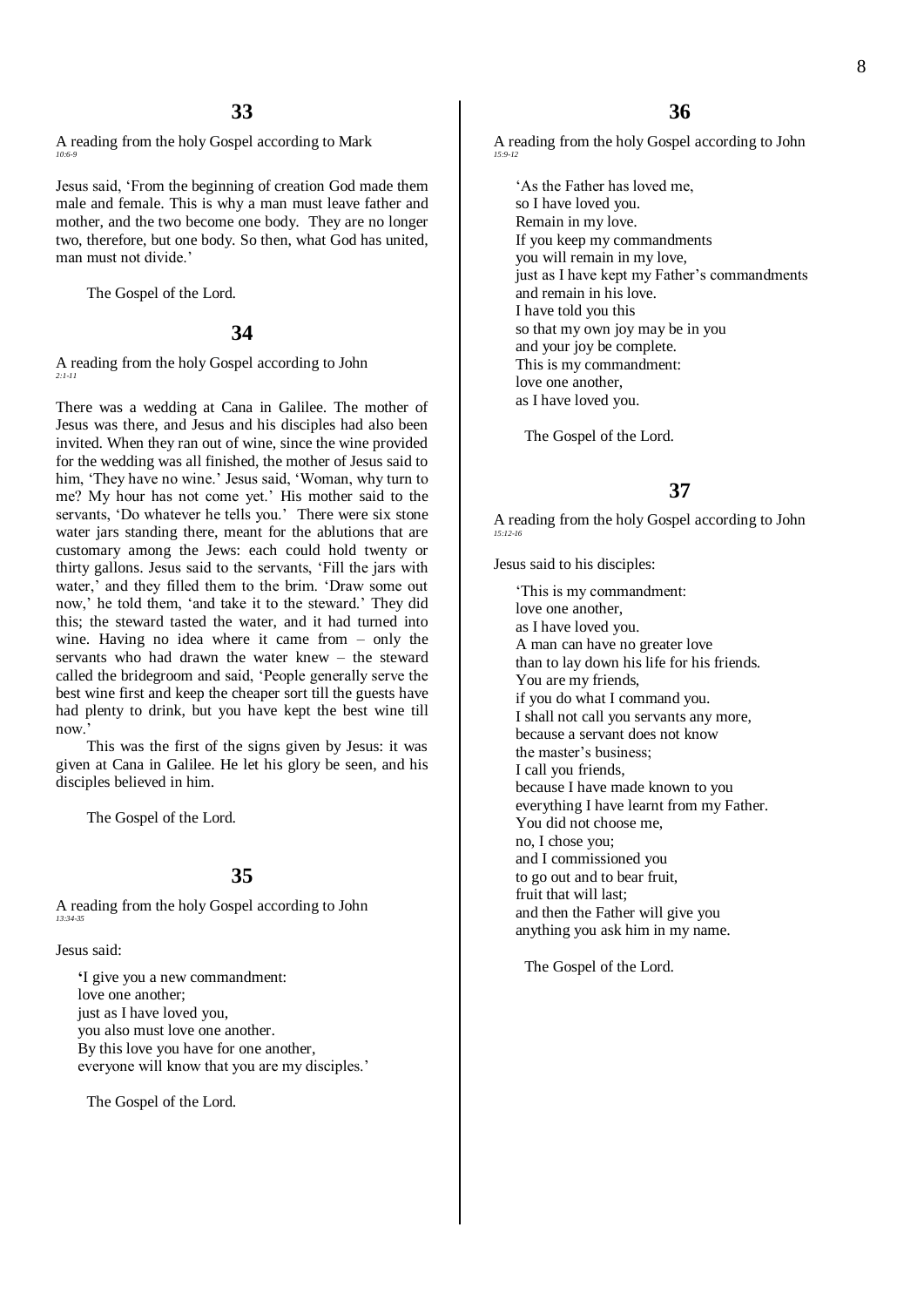## 33

A reading from the holy Gospel according to Mark
*10:6-9*

Jesus said, 'From the beginning of creation God made them male and female. This is why a man must leave father and mother, and the two become one body. They are no longer two, therefore, but one body. So then, what God has united, man must not divide.'

The Gospel of the Lord.

## 34

A reading from the holy Gospel according to John
*2:1-11*

There was a wedding at Cana in Galilee. The mother of Jesus was there, and Jesus and his disciples had also been invited. When they ran out of wine, since the wine provided for the wedding was all finished, the mother of Jesus said to him, 'They have no wine.' Jesus said, 'Woman, why turn to me? My hour has not come yet.' His mother said to the servants, 'Do whatever he tells you.' There were six stone water jars standing there, meant for the ablutions that are customary among the Jews: each could hold twenty or thirty gallons. Jesus said to the servants, 'Fill the jars with water,' and they filled them to the brim. 'Draw some out now,' he told them, 'and take it to the steward.' They did this; the steward tasted the water, and it had turned into wine. Having no idea where it came from – only the servants who had drawn the water knew – the steward called the bridegroom and said, 'People generally serve the best wine first and keep the cheaper sort till the guests have had plenty to drink, but you have kept the best wine till now.'

This was the first of the signs given by Jesus: it was given at Cana in Galilee. He let his glory be seen, and his disciples believed in him.

The Gospel of the Lord.

## 35

A reading from the holy Gospel according to John
*13:34-35*

Jesus said:

'I give you a new commandment:
love one another;
just as I have loved you,
you also must love one another.
By this love you have for one another,
everyone will know that you are my disciples.'

The Gospel of the Lord.

## 36

A reading from the holy Gospel according to John
*15:9-12*

'As the Father has loved me,
so I have loved you.
Remain in my love.
If you keep my commandments
you will remain in my love,
just as I have kept my Father's commandments
and remain in his love.
I have told you this
so that my own joy may be in you
and your joy be complete.
This is my commandment:
love one another,
as I have loved you.

The Gospel of the Lord.

## 37

A reading from the holy Gospel according to John
*15:12-16*

Jesus said to his disciples:

'This is my commandment:
love one another,
as I have loved you.
A man can have no greater love
than to lay down his life for his friends.
You are my friends,
if you do what I command you.
I shall not call you servants any more,
because a servant does not know
the master's business;
I call you friends,
because I have made known to you
everything I have learnt from my Father.
You did not choose me,
no, I chose you;
and I commissioned you
to go out and to bear fruit,
fruit that will last;
and then the Father will give you
anything you ask him in my name.

The Gospel of the Lord.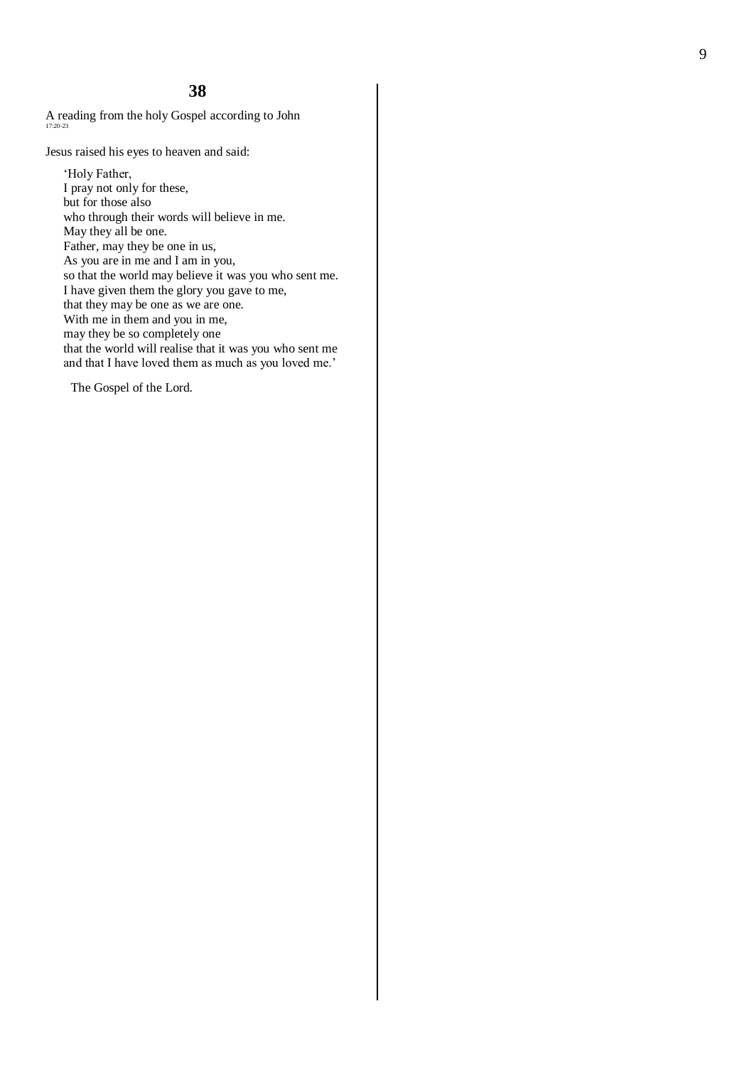## 38

A reading from the holy Gospel according to John
17:20-23

Jesus raised his eyes to heaven and said:

'Holy Father,
I pray not only for these,
but for those also
who through their words will believe in me.
May they all be one.
Father, may they be one in us,
As you are in me and I am in you,
so that the world may believe it was you who sent me.
I have given them the glory you gave to me,
that they may be one as we are one.
With me in them and you in me,
may they be so completely one
that the world will realise that it was you who sent me
and that I have loved them as much as you loved me.'

The Gospel of the Lord.